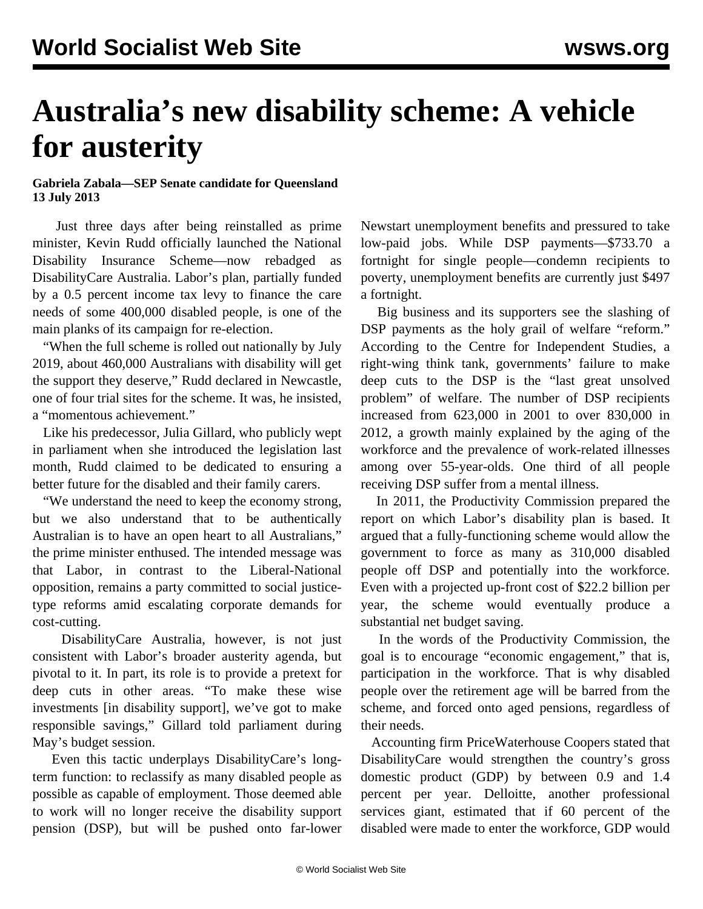# Australia's new disability scheme: A vehicle for austerity

**Gabriela Zabala—SEP Senate candidate for Queensland**
**13 July 2013**

Just three days after being reinstalled as prime minister, Kevin Rudd officially launched the National Disability Insurance Scheme—now rebadged as DisabilityCare Australia. Labor's plan, partially funded by a 0.5 percent income tax levy to finance the care needs of some 400,000 disabled people, is one of the main planks of its campaign for re-election.

"When the full scheme is rolled out nationally by July 2019, about 460,000 Australians with disability will get the support they deserve," Rudd declared in Newcastle, one of four trial sites for the scheme. It was, he insisted, a "momentous achievement."

Like his predecessor, Julia Gillard, who publicly wept in parliament when she introduced the legislation last month, Rudd claimed to be dedicated to ensuring a better future for the disabled and their family carers.

"We understand the need to keep the economy strong, but we also understand that to be authentically Australian is to have an open heart to all Australians," the prime minister enthused. The intended message was that Labor, in contrast to the Liberal-National opposition, remains a party committed to social justice-type reforms amid escalating corporate demands for cost-cutting.

DisabilityCare Australia, however, is not just consistent with Labor's broader austerity agenda, but pivotal to it. In part, its role is to provide a pretext for deep cuts in other areas. "To make these wise investments [in disability support], we've got to make responsible savings," Gillard told parliament during May's budget session.

Even this tactic underplays DisabilityCare's long-term function: to reclassify as many disabled people as possible as capable of employment. Those deemed able to work will no longer receive the disability support pension (DSP), but will be pushed onto far-lower Newstart unemployment benefits and pressured to take low-paid jobs. While DSP payments—$733.70 a fortnight for single people—condemn recipients to poverty, unemployment benefits are currently just $497 a fortnight.

Big business and its supporters see the slashing of DSP payments as the holy grail of welfare "reform." According to the Centre for Independent Studies, a right-wing think tank, governments' failure to make deep cuts to the DSP is the "last great unsolved problem" of welfare. The number of DSP recipients increased from 623,000 in 2001 to over 830,000 in 2012, a growth mainly explained by the aging of the workforce and the prevalence of work-related illnesses among over 55-year-olds. One third of all people receiving DSP suffer from a mental illness.

In 2011, the Productivity Commission prepared the report on which Labor's disability plan is based. It argued that a fully-functioning scheme would allow the government to force as many as 310,000 disabled people off DSP and potentially into the workforce. Even with a projected up-front cost of $22.2 billion per year, the scheme would eventually produce a substantial net budget saving.

In the words of the Productivity Commission, the goal is to encourage "economic engagement," that is, participation in the workforce. That is why disabled people over the retirement age will be barred from the scheme, and forced onto aged pensions, regardless of their needs.

Accounting firm PriceWaterhouse Coopers stated that DisabilityCare would strengthen the country's gross domestic product (GDP) by between 0.9 and 1.4 percent per year. Delloitte, another professional services giant, estimated that if 60 percent of the disabled were made to enter the workforce, GDP would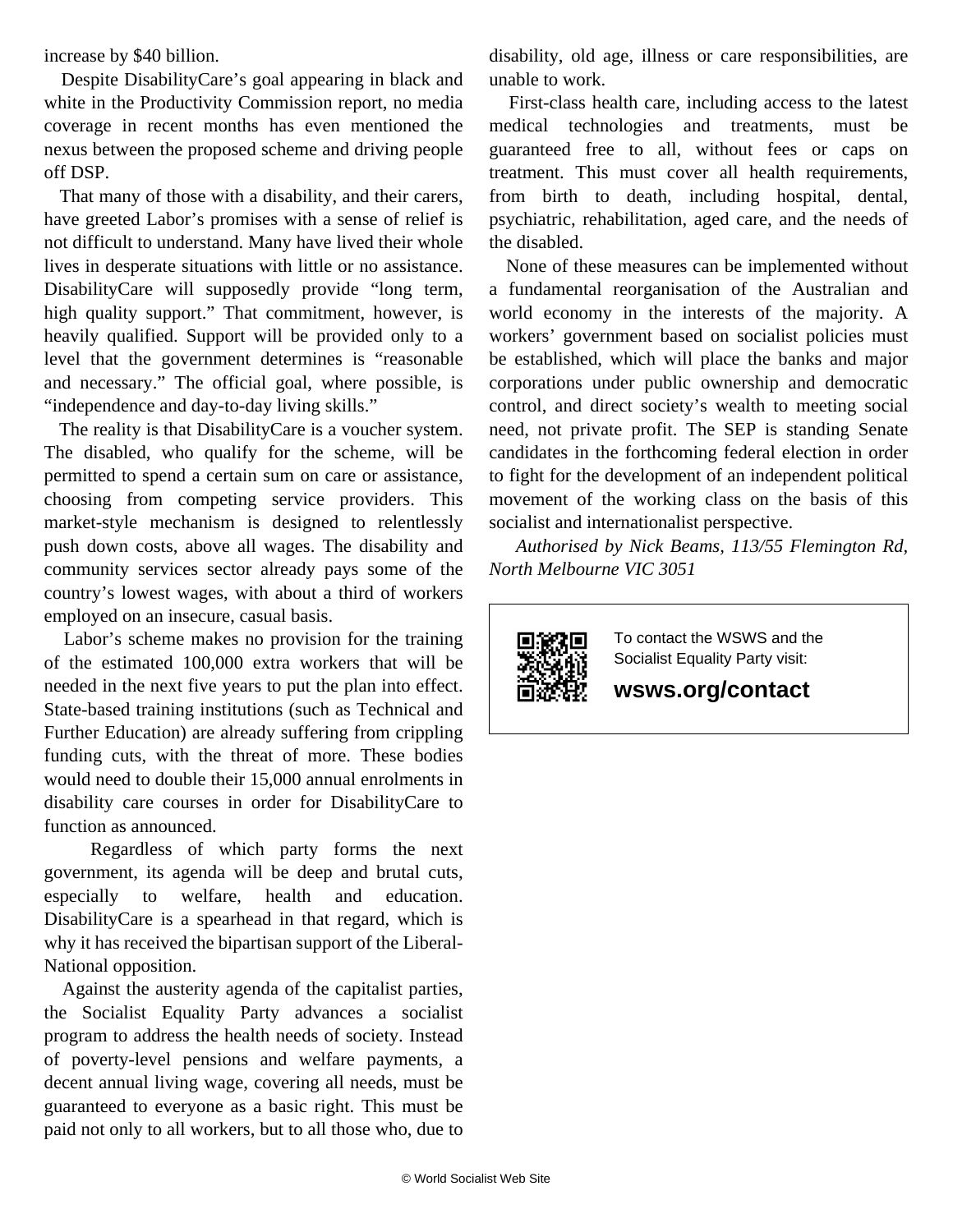increase by $40 billion.

Despite DisabilityCare's goal appearing in black and white in the Productivity Commission report, no media coverage in recent months has even mentioned the nexus between the proposed scheme and driving people off DSP.

That many of those with a disability, and their carers, have greeted Labor's promises with a sense of relief is not difficult to understand. Many have lived their whole lives in desperate situations with little or no assistance. DisabilityCare will supposedly provide "long term, high quality support." That commitment, however, is heavily qualified. Support will be provided only to a level that the government determines is "reasonable and necessary." The official goal, where possible, is "independence and day-to-day living skills."

The reality is that DisabilityCare is a voucher system. The disabled, who qualify for the scheme, will be permitted to spend a certain sum on care or assistance, choosing from competing service providers. This market-style mechanism is designed to relentlessly push down costs, above all wages. The disability and community services sector already pays some of the country's lowest wages, with about a third of workers employed on an insecure, casual basis.

Labor's scheme makes no provision for the training of the estimated 100,000 extra workers that will be needed in the next five years to put the plan into effect. State-based training institutions (such as Technical and Further Education) are already suffering from crippling funding cuts, with the threat of more. These bodies would need to double their 15,000 annual enrolments in disability care courses in order for DisabilityCare to function as announced.

Regardless of which party forms the next government, its agenda will be deep and brutal cuts, especially to welfare, health and education. DisabilityCare is a spearhead in that regard, which is why it has received the bipartisan support of the Liberal-National opposition.

Against the austerity agenda of the capitalist parties, the Socialist Equality Party advances a socialist program to address the health needs of society. Instead of poverty-level pensions and welfare payments, a decent annual living wage, covering all needs, must be guaranteed to everyone as a basic right. This must be paid not only to all workers, but to all those who, due to disability, old age, illness or care responsibilities, are unable to work.

First-class health care, including access to the latest medical technologies and treatments, must be guaranteed free to all, without fees or caps on treatment. This must cover all health requirements, from birth to death, including hospital, dental, psychiatric, rehabilitation, aged care, and the needs of the disabled.

None of these measures can be implemented without a fundamental reorganisation of the Australian and world economy in the interests of the majority. A workers' government based on socialist policies must be established, which will place the banks and major corporations under public ownership and democratic control, and direct society's wealth to meeting social need, not private profit. The SEP is standing Senate candidates in the forthcoming federal election in order to fight for the development of an independent political movement of the working class on the basis of this socialist and internationalist perspective.

*Authorised by Nick Beams, 113/55 Flemington Rd, North Melbourne VIC 3051*

To contact the WSWS and the Socialist Equality Party visit:

**wsws.org/contact**